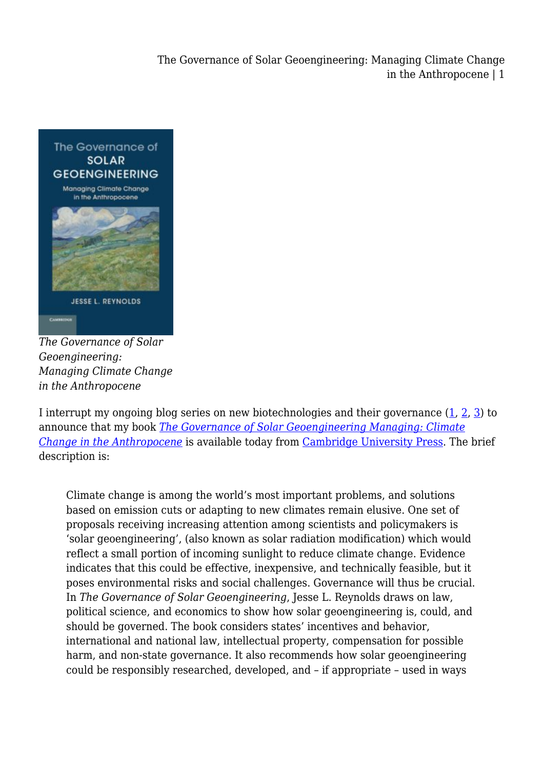*The Governance of Solar Geoengineering: Managing Climate Change in the Anthropocene*

I interrupt my ongoing blog series on new biotechnologies and their governance (1, 2, 3) to announce that my book *The Governance of Solar Geoengineering Managing: Climate Change in the Anthropocene* is available today from Cambridge University Press. The brief description is:

> Climate change is among the world's most important problems, and solutions based on emission cuts or adapting to new climates remain elusive. One set of proposals receiving increasing attention among scientists and policymakers is 'solar geoengineering', (also known as solar radiation modification) which would reflect a small portion of incoming sunlight to reduce climate change. Evidence indicates that this could be effective, inexpensive, and technically feasible, but it poses environmental risks and social challenges. Governance will thus be crucial. In *The Governance of Solar Geoengineering*, Jesse L. Reynolds draws on law, political science, and economics to show how solar geoengineering is, could, and should be governed. The book considers states' incentives and behavior, international and national law, intellectual property, compensation for possible harm, and non-state governance. It also recommends how solar geoengineering could be responsibly researched, developed, and – if appropriate – used in ways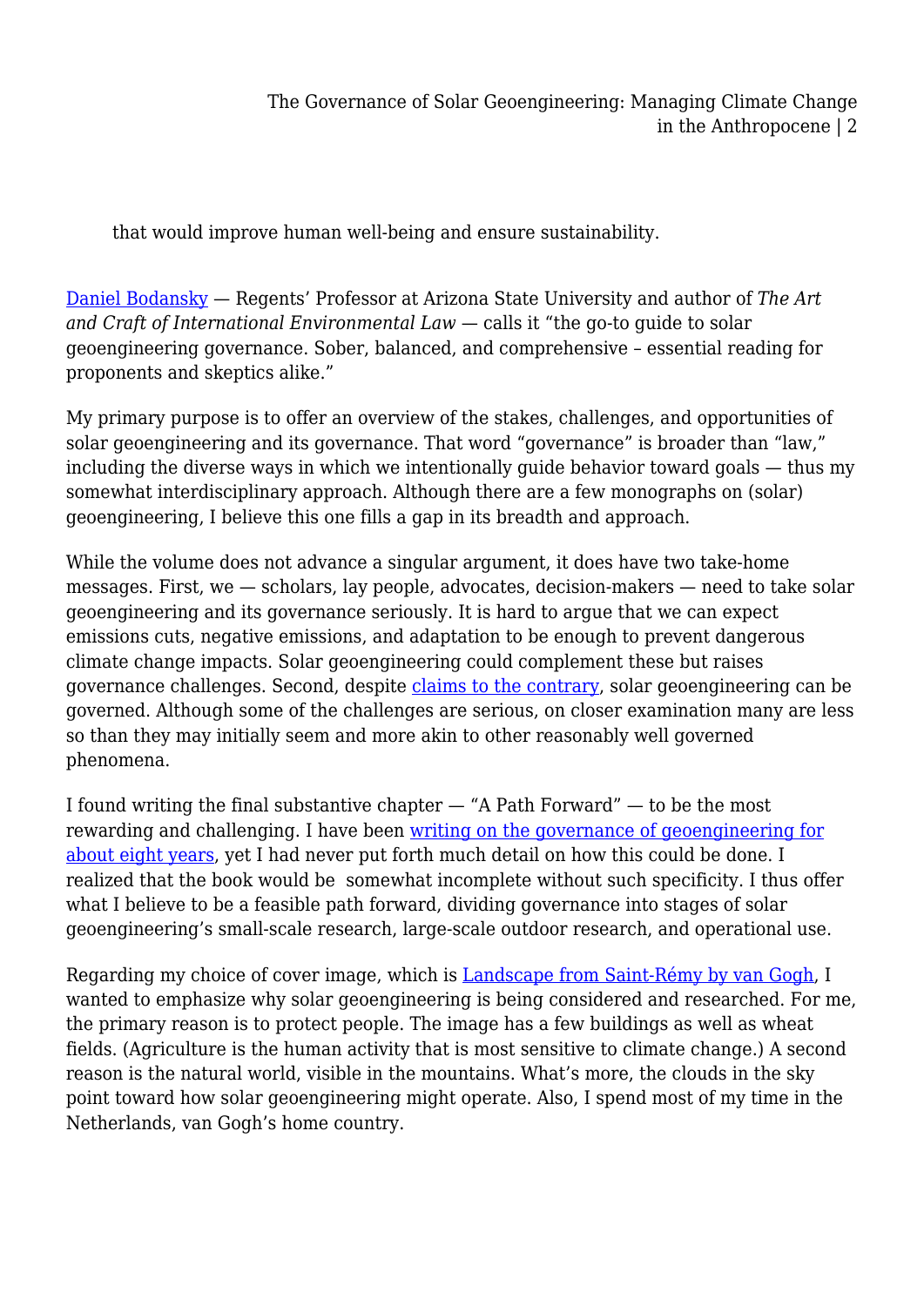that would improve human well-being and ensure sustainability.

Daniel Bodansky — Regents' Professor at Arizona State University and author of *The Art and Craft of International Environmental Law* — calls it "the go-to guide to solar geoengineering governance. Sober, balanced, and comprehensive – essential reading for proponents and skeptics alike."

My primary purpose is to offer an overview of the stakes, challenges, and opportunities of solar geoengineering and its governance. That word "governance" is broader than "law," including the diverse ways in which we intentionally guide behavior toward goals — thus my somewhat interdisciplinary approach. Although there are a few monographs on (solar) geoengineering, I believe this one fills a gap in its breadth and approach.

While the volume does not advance a singular argument, it does have two take-home messages. First, we — scholars, lay people, advocates, decision-makers — need to take solar geoengineering and its governance seriously. It is hard to argue that we can expect emissions cuts, negative emissions, and adaptation to be enough to prevent dangerous climate change impacts. Solar geoengineering could complement these but raises governance challenges. Second, despite claims to the contrary, solar geoengineering can be governed. Although some of the challenges are serious, on closer examination many are less so than they may initially seem and more akin to other reasonably well governed phenomena.

I found writing the final substantive chapter — "A Path Forward" — to be the most rewarding and challenging. I have been writing on the governance of geoengineering for about eight years, yet I had never put forth much detail on how this could be done. I realized that the book would be somewhat incomplete without such specificity. I thus offer what I believe to be a feasible path forward, dividing governance into stages of solar geoengineering's small-scale research, large-scale outdoor research, and operational use.

Regarding my choice of cover image, which is Landscape from Saint-Rémy by van Gogh, I wanted to emphasize why solar geoengineering is being considered and researched. For me, the primary reason is to protect people. The image has a few buildings as well as wheat fields. (Agriculture is the human activity that is most sensitive to climate change.) A second reason is the natural world, visible in the mountains. What's more, the clouds in the sky point toward how solar geoengineering might operate. Also, I spend most of my time in the Netherlands, van Gogh's home country.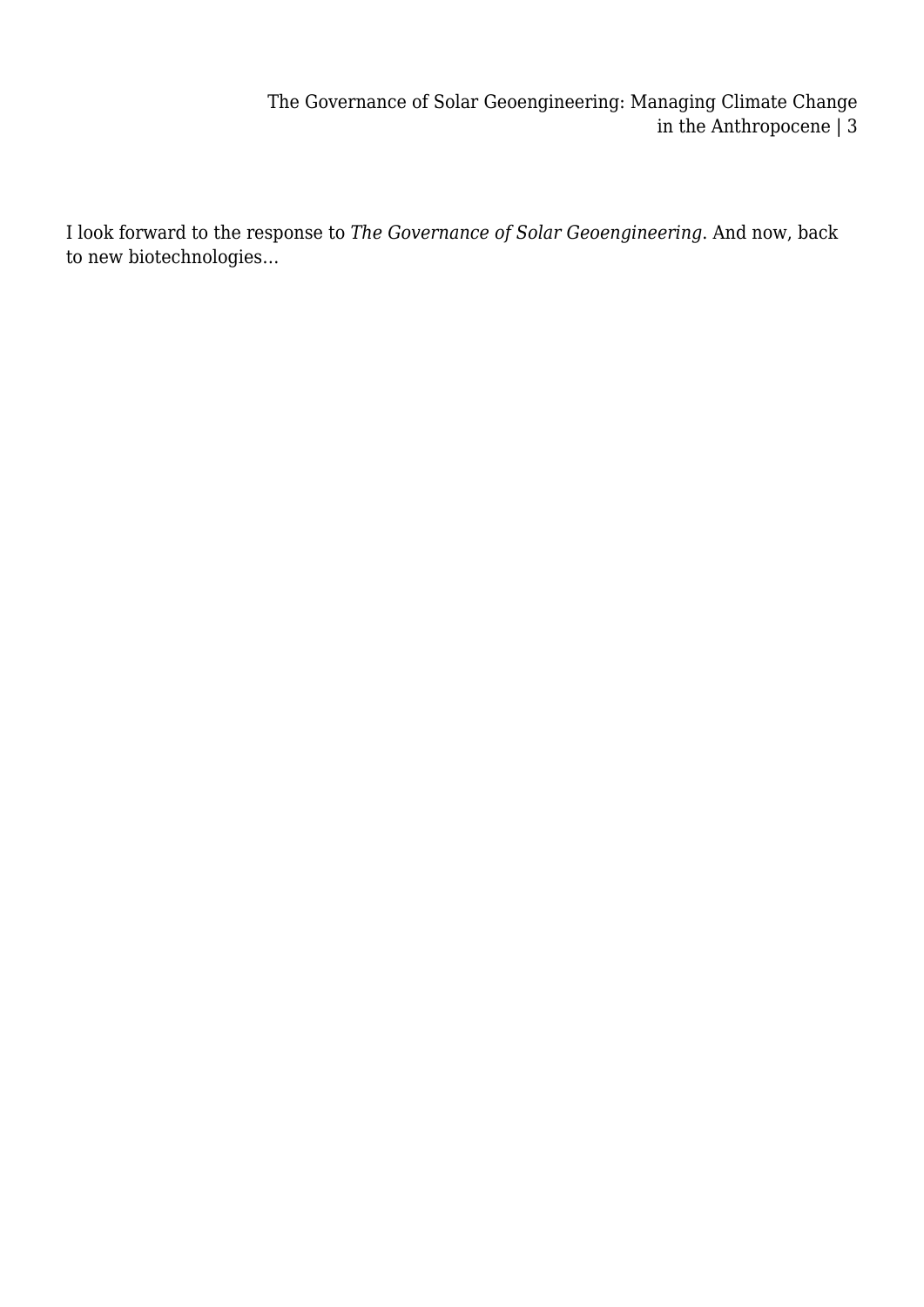I look forward to the response to *The Governance of Solar Geoengineering*. And now, back to new biotechnologies…